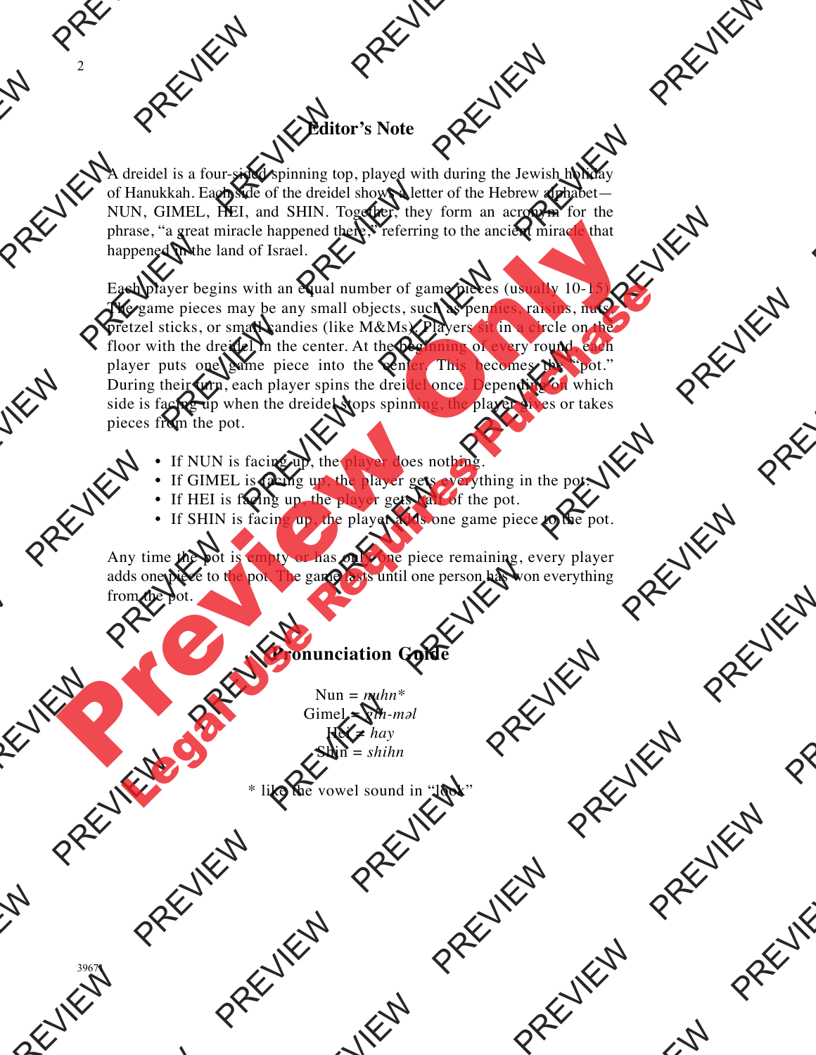## Editor's Note

A dreidel is a four-sided spinning top, played with during the Jewish holiday of Hanukkah. Each side of the dreidel shows a letter of the Hebrew alphabet—NUN, GIMEL, HEI, and SHIN. Together, they form an acronym for the phrase, "a great miracle happened there," referring to the ancient miracle that happened in the land of Israel.

Each player begins with an equal number of game pieces (usually 10-15). The game pieces may be any small objects, such as pennies, raisins, nuts, pretzel sticks, or small candies (like M&Ms). Players sit in a circle on the floor with the dreidel in the center. At the beginning of every round, each player puts one game piece into the center. This becomes the "pot." During their turn, each player spins the dreidel once. Depending on which side is facing up when the dreidel stops spinning, the player gives or takes pieces from the pot.

- If NUN is facing up, the player does nothing.
- If GIMEL is facing up, the player gets everything in the pot.
- If HEI is facing up, the player gets half of the pot.
- If SHIN is facing up, the player adds one game piece to the pot.

Any time the pot is empty or has only one piece remaining, every player adds one piece to the pot. The game lasts until one person has won everything from the pot.

## Pronunciation Guide

Nun = *nuhn**
Gimel = *gih-məl*
Hei = *hay*
Shin = *shihn*

* like the vowel sound in "look"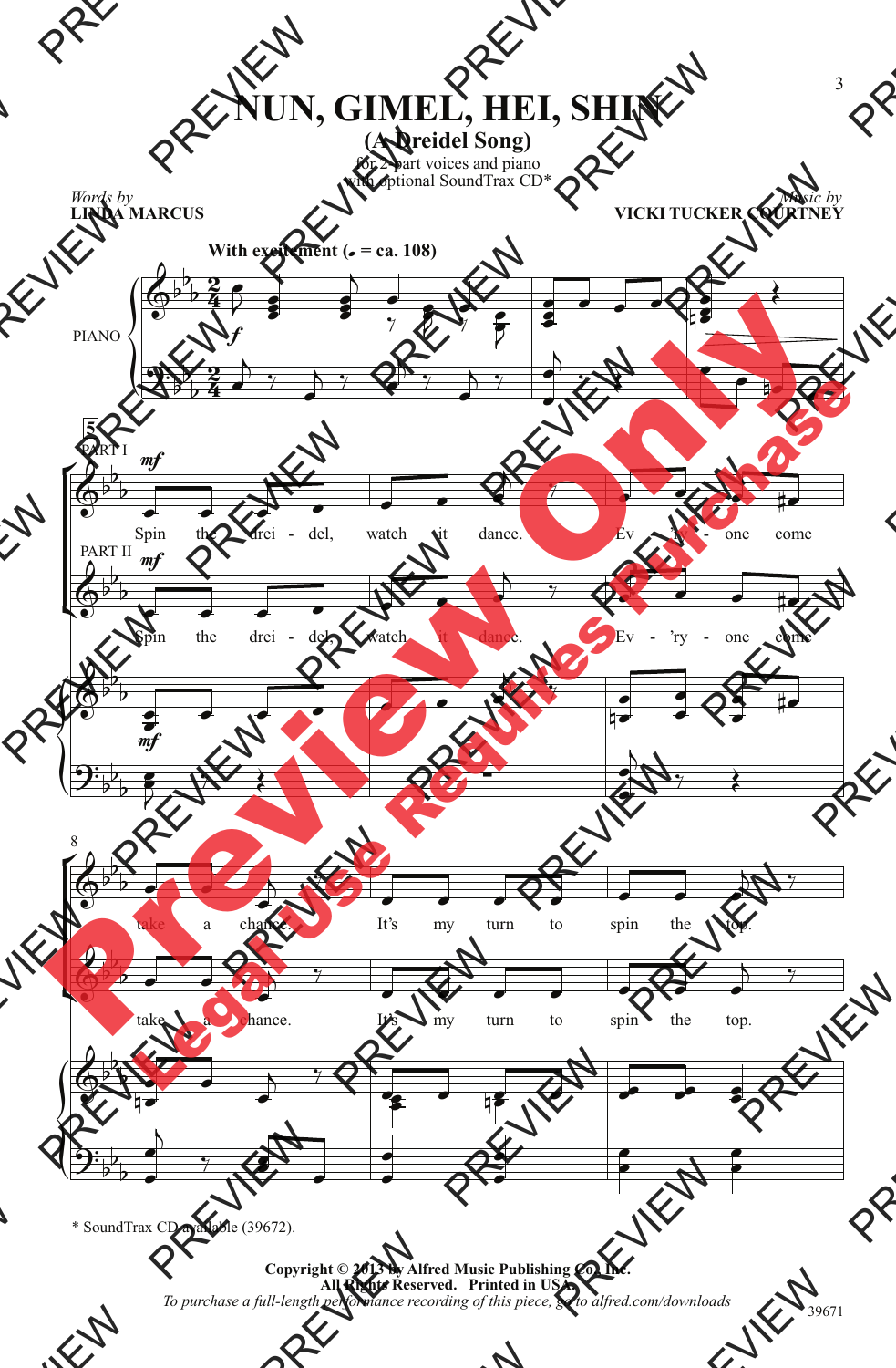# NUN, GIMEL, HEI, SHIN

## (A Dreidel Song)

for 2-part voices and piano
with optional SoundTrax CD*

*Words by*
**LINDA MARCUS**

*Music by*
**VICKI TUCKER COURTNEY**

**With excitement (♩ = ca. 108)**

PIANO

PART I

PART II

Spin the drei - del, watch it dance. Ev - 'ry - one come take a chance. It's my turn to spin the top.

\* SoundTrax CD available (39672).

**Copyright © 2013 by Alfred Music Publishing Co., Inc.**
**All Rights Reserved. Printed in USA.**
*To purchase a full-length performance recording of this piece, go to alfred.com/downloads*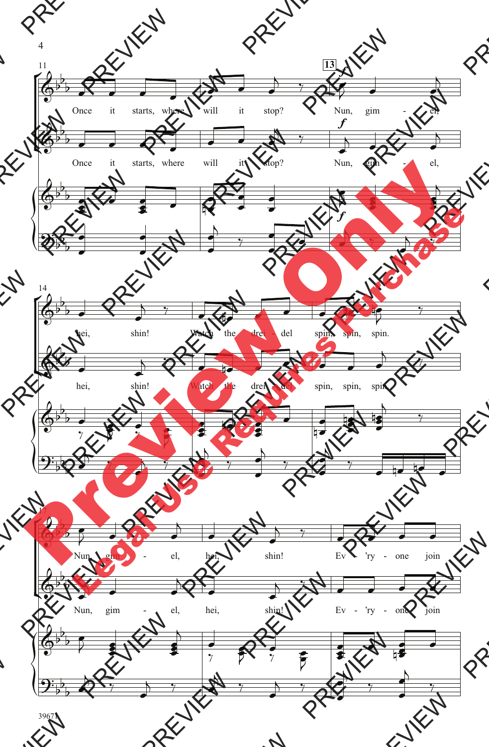Once it starts, where will it stop? Nun, gim - el, hei, shin! Watch the drei - del spin, spin, spin. Nun, gim - el, hei, shin! Ev - 'ry - one join

Once it starts, where will it stop? Nun, gim - el, hei, shin! Watch the drei - del spin, spin, spin. Nun, gim - el, hei, shin! Ev - 'ry - one join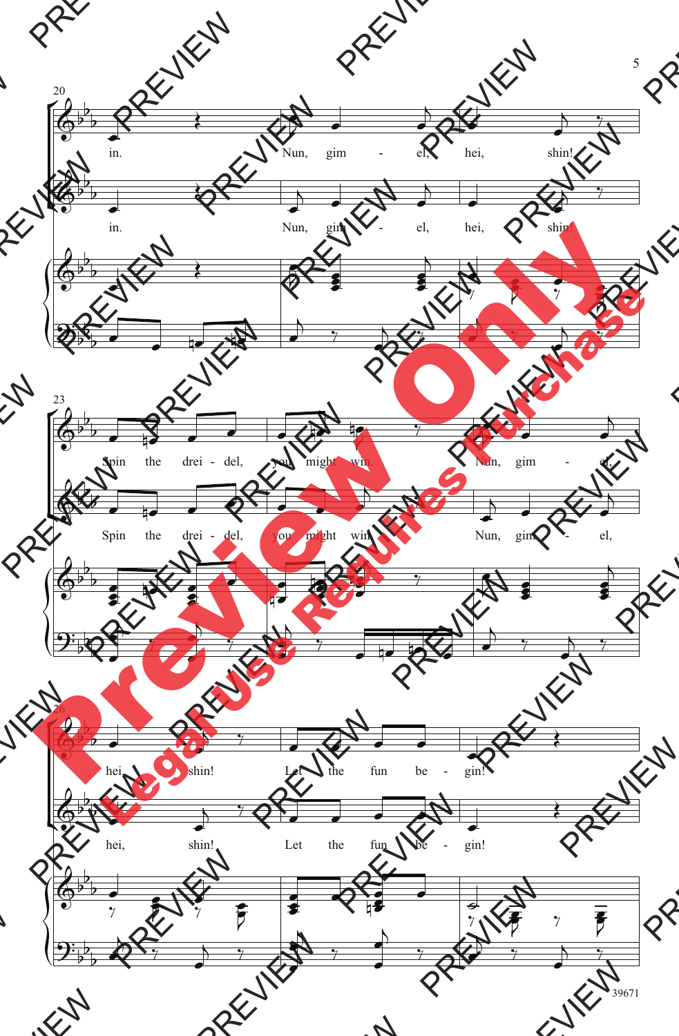20

in. Nun, gim - el, hei, shin!

in. Nun, gim - el, hei, shin!

23

Spin the drei - del, you might win. Nun, gim - el,

Spin the drei - del, you might win. Nun, gim - el,

26

hei, shin! Let the fun be - gin!

hei, shin! Let the fun be - gin!

39671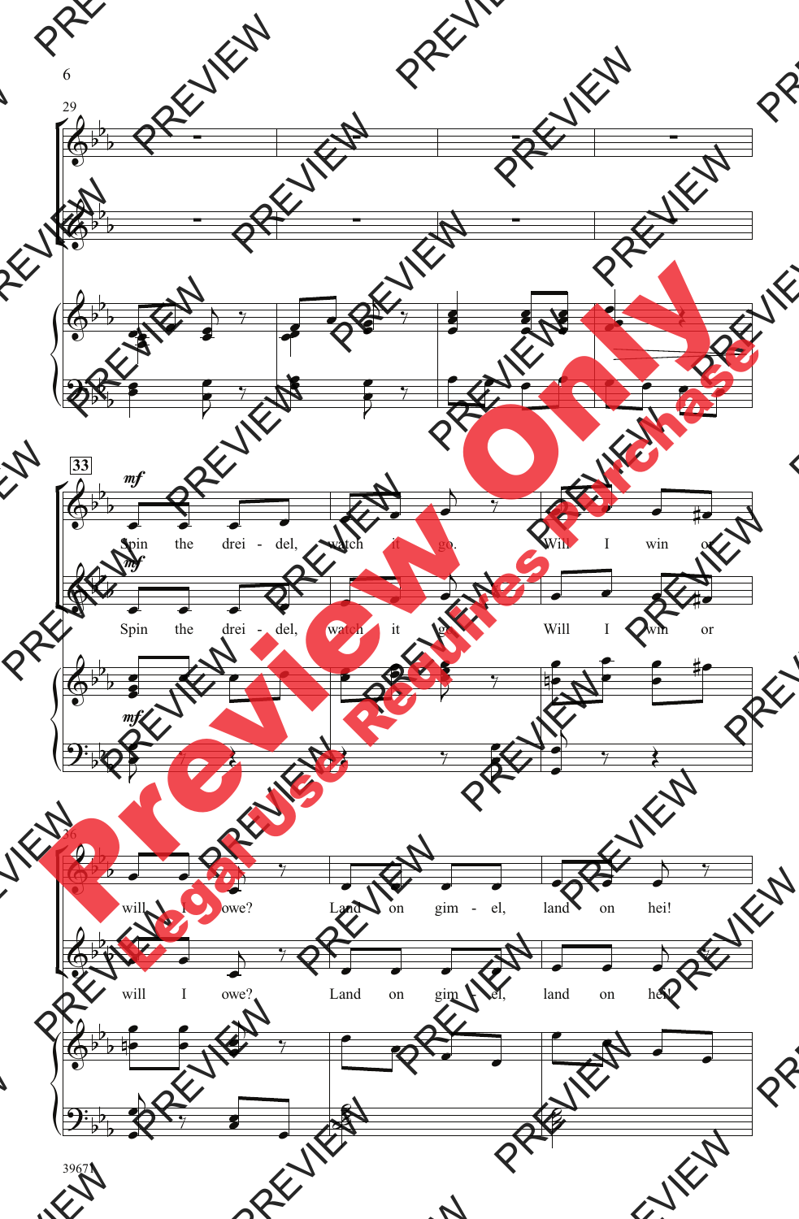29

33

*mf*

Spin the drei - del, watch it go. Will I win or

*mf*

Spin the drei - del, watch it go. Will I win or

*mf*

36

will I owe? Land on gim - el, land on hei!

will I owe? Land on gim - el, land on hei!

39671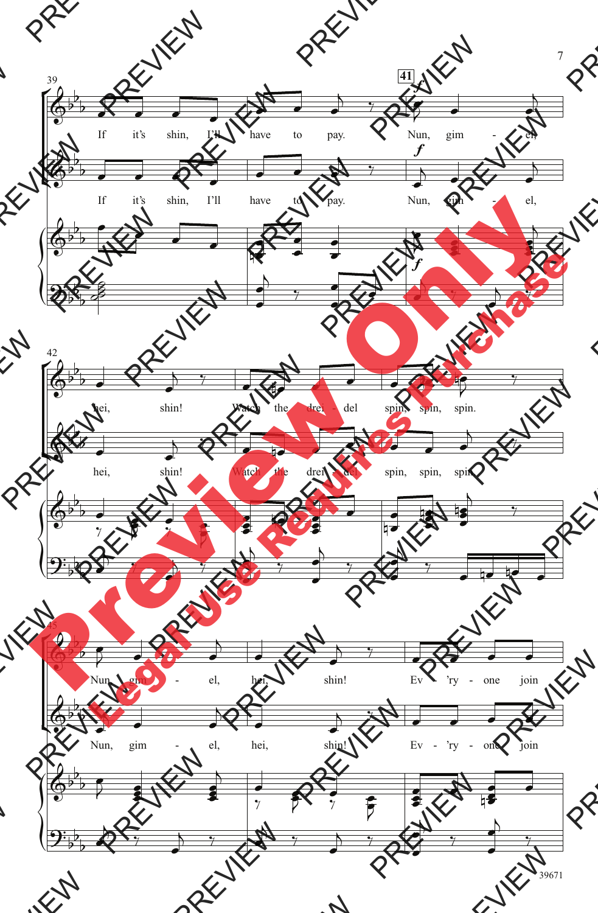39

If it's shin, I'll have to pay.

41

Nun, gim - el, hei, shin! Watch the drei - del spin, spin, spin.

45

Nun, gim - el, hei, shin! Ev - 'ry - one join

39671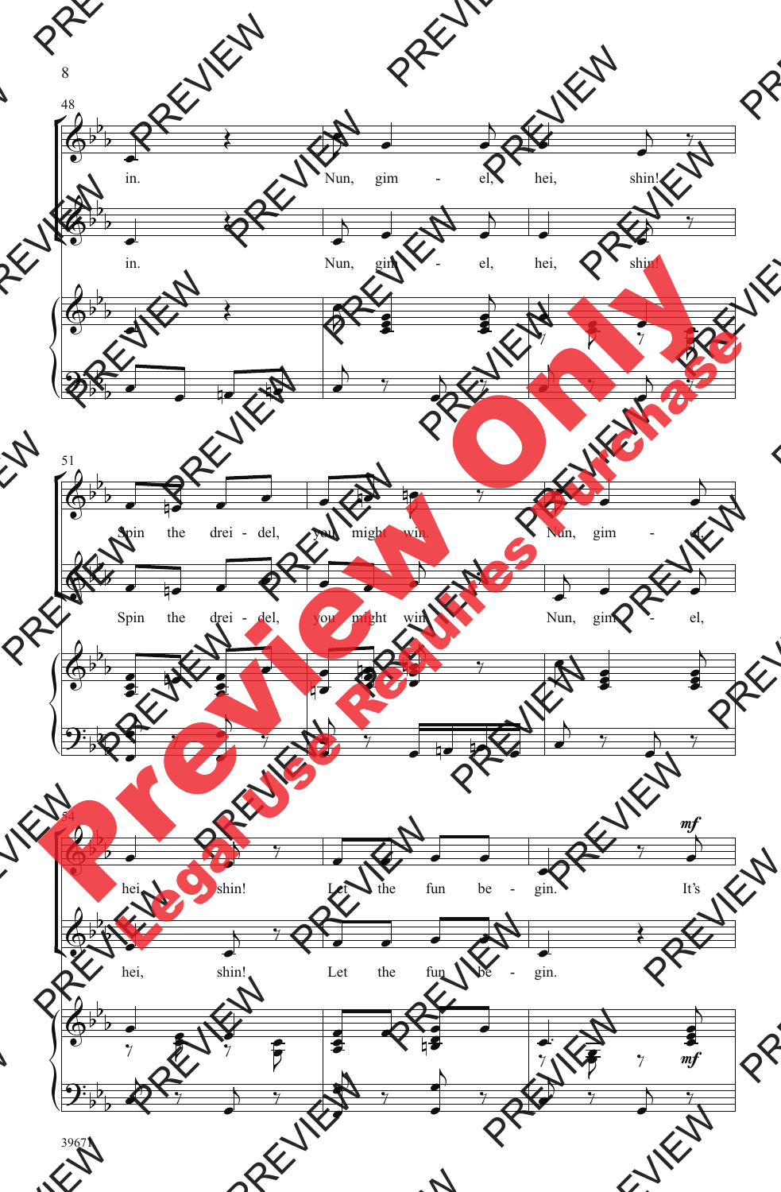48

in. Nun, gim - el, hei, shin!

in. Nun, gim - el, hei, shin!

51

Spin the drei - del, you might win. Nun, gim - el,

Spin the drei - del, you might win. Nun, gim - el,

54

hei, shin! Let the fun be - gin. *mf* It's

hei, shin! Let the fun be - gin.

*mf*

39671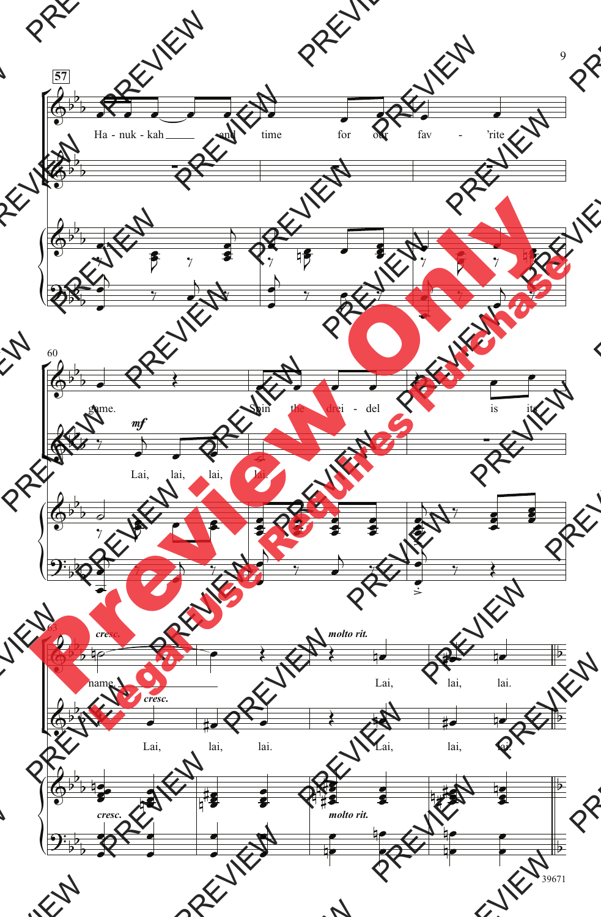57

Ha - nuk - kah and time for our fav - 'rite

60

game. Spin the drei - del is its

*mf*

Lai, lai, lai, lai.

63

*cresc.* *molto rit.*

name. Lai, lai, lai.

*cresc.*

Lai, lai, lai. Lai, lai, lai.

*cresc.* *molto rit.*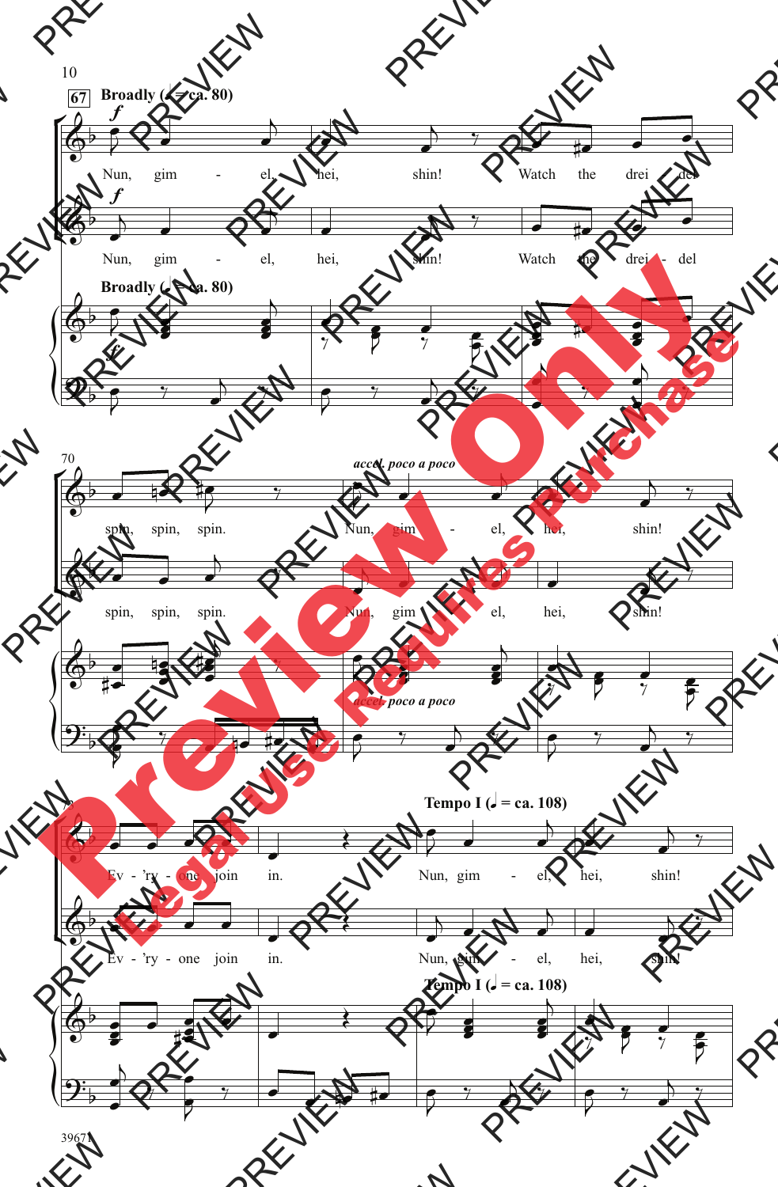**67** **Broadly (♩ = ca. 80)**

*f*

Nun, gim - el, hei, shin! Watch the drei - del

Nun, gim - el, hei, shin! Watch the drei - del

**Broadly (♩ = ca. 80)**

*f*

70

*accel. poco a poco*

spin, spin, spin. Nun, gim - el, hei, shin!

spin, spin, spin. Nun, gim - el, hei, shin!

*accel. poco a poco*

**Tempo I (♩. = ca. 108)**

Ev - 'ry - one join in. Nun, gim - el, hei, shin!

Ev - 'ry - one join in. Nun, gim - el, hei, shin!

**Tempo I (♩. = ca. 108)**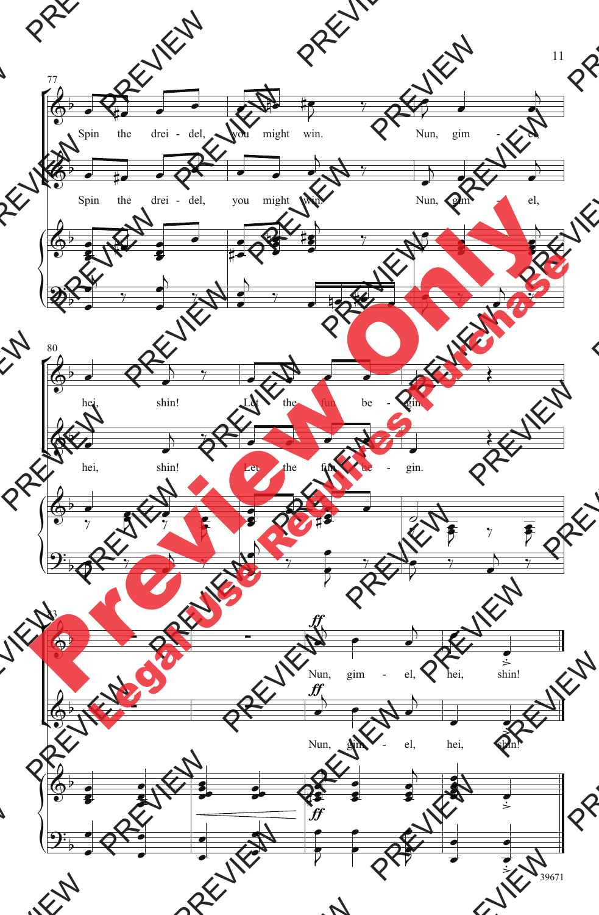77

Spin the drei - del, you might win. Nun, gim - el,

Spin the drei - del, you might win. Nun, gim - el,

80

hei, shin! Let the fun be - gin.

hei, shin! Let the fun be - gin.

83

*ff*

Nun, gim - el, hei, shin!

*ff*

Nun, gim - el, hei, shin!

*ff*

39671